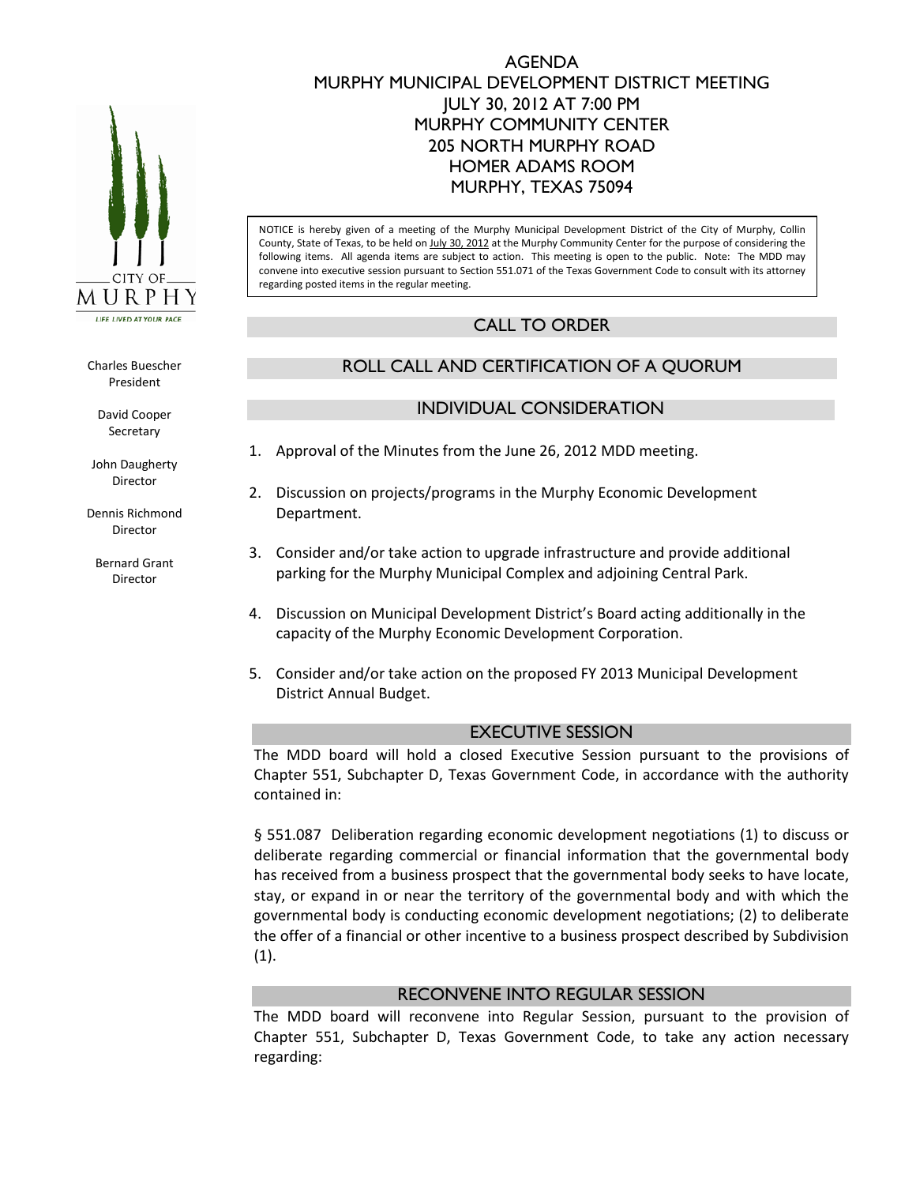# AGENDA
# MURPHY MUNICIPAL DEVELOPMENT DISTRICT MEETING
# JULY 30, 2012 AT 7:00 PM
# MURPHY COMMUNITY CENTER
# 205 NORTH MURPHY ROAD
# HOMER ADAMS ROOM
# MURPHY, TEXAS 75094

CITY OF MURPHY
LIFE LIVED AT YOUR PACE

Charles Buescher
President

David Cooper
Secretary

John Daugherty
Director

Dennis Richmond
Director

Bernard Grant
Director

NOTICE is hereby given of a meeting of the Murphy Municipal Development District of the City of Murphy, Collin County, State of Texas, to be held on July 30, 2012 at the Murphy Community Center for the purpose of considering the following items. All agenda items are subject to action. This meeting is open to the public. Note: The MDD may convene into executive session pursuant to Section 551.071 of the Texas Government Code to consult with its attorney regarding posted items in the regular meeting.

## CALL TO ORDER

## ROLL CALL AND CERTIFICATION OF A QUORUM

## INDIVIDUAL CONSIDERATION

1. Approval of the Minutes from the June 26, 2012 MDD meeting.
2. Discussion on projects/programs in the Murphy Economic Development Department.
3. Consider and/or take action to upgrade infrastructure and provide additional parking for the Murphy Municipal Complex and adjoining Central Park.
4. Discussion on Municipal Development District's Board acting additionally in the capacity of the Murphy Economic Development Corporation.
5. Consider and/or take action on the proposed FY 2013 Municipal Development District Annual Budget.

## EXECUTIVE SESSION

The MDD board will hold a closed Executive Session pursuant to the provisions of Chapter 551, Subchapter D, Texas Government Code, in accordance with the authority contained in:

§ 551.087 Deliberation regarding economic development negotiations (1) to discuss or deliberate regarding commercial or financial information that the governmental body has received from a business prospect that the governmental body seeks to have locate, stay, or expand in or near the territory of the governmental body and with which the governmental body is conducting economic development negotiations; (2) to deliberate the offer of a financial or other incentive to a business prospect described by Subdivision (1).

## RECONVENE INTO REGULAR SESSION

The MDD board will reconvene into Regular Session, pursuant to the provision of Chapter 551, Subchapter D, Texas Government Code, to take any action necessary regarding: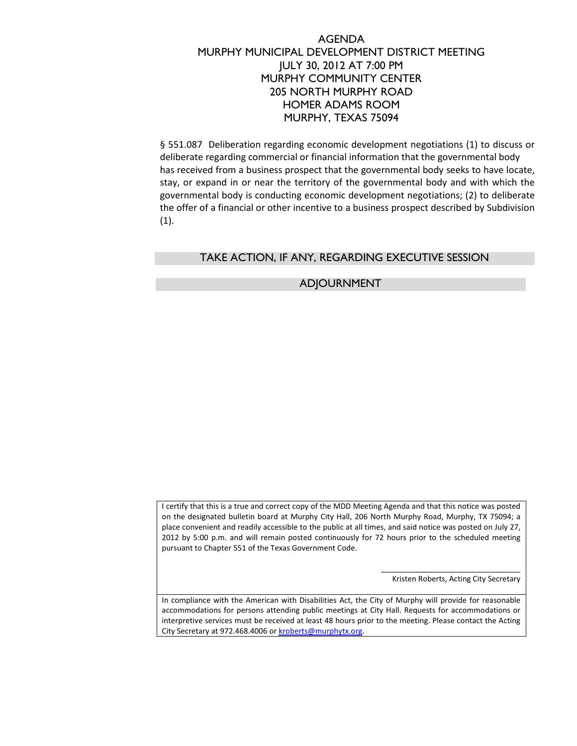# AGENDA
## MURPHY MUNICIPAL DEVELOPMENT DISTRICT MEETING
## JULY 30, 2012 AT 7:00 PM
## MURPHY COMMUNITY CENTER
## 205 NORTH MURPHY ROAD
## HOMER ADAMS ROOM
## MURPHY, TEXAS 75094

§ 551.087 Deliberation regarding economic development negotiations (1) to discuss or deliberate regarding commercial or financial information that the governmental body has received from a business prospect that the governmental body seeks to have locate, stay, or expand in or near the territory of the governmental body and with which the governmental body is conducting economic development negotiations; (2) to deliberate the offer of a financial or other incentive to a business prospect described by Subdivision (1).

## TAKE ACTION, IF ANY, REGARDING EXECUTIVE SESSION

## ADJOURNMENT

I certify that this is a true and correct copy of the MDD Meeting Agenda and that this notice was posted on the designated bulletin board at Murphy City Hall, 206 North Murphy Road, Murphy, TX 75094; a place convenient and readily accessible to the public at all times, and said notice was posted on July 27, 2012 by 5:00 p.m. and will remain posted continuously for 72 hours prior to the scheduled meeting pursuant to Chapter 551 of the Texas Government Code.

\_\_\_\_\_\_\_\_\_\_\_\_\_\_\_\_\_\_\_\_\_\_\_\_\_\_\_\_\_\_\_\_\_\_
Kristen Roberts, Acting City Secretary

In compliance with the American with Disabilities Act, the City of Murphy will provide for reasonable accommodations for persons attending public meetings at City Hall. Requests for accommodations or interpretive services must be received at least 48 hours prior to the meeting. Please contact the Acting City Secretary at 972.468.4006 or [kroberts@murphytx.org](mailto:kroberts@murphytx.org).